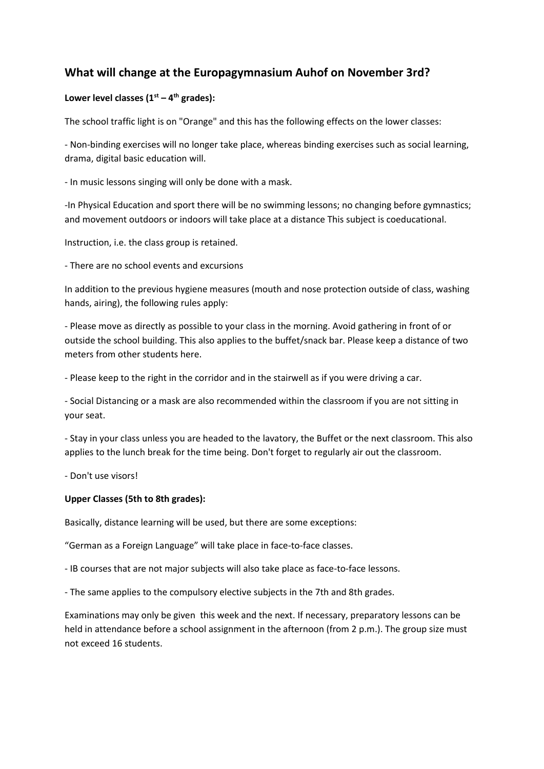## What will change at the Europagymnasium Auhof on November 3rd?

**Lower level classes (1st – 4th grades):**

The school traffic light is on "Orange" and this has the following effects on the lower classes:

- Non-binding exercises will no longer take place, whereas binding exercises such as social learning, drama, digital basic education will.

- In music lessons singing will only be done with a mask.

-In Physical Education and sport there will be no swimming lessons; no changing before gymnastics; and movement outdoors or indoors will take place at a distance This subject is coeducational.

Instruction, i.e. the class group is retained.

- There are no school events and excursions

In addition to the previous hygiene measures (mouth and nose protection outside of class, washing hands, airing), the following rules apply:

- Please move as directly as possible to your class in the morning. Avoid gathering in front of or outside the school building. This also applies to the buffet/snack bar. Please keep a distance of two meters from other students here.

- Please keep to the right in the corridor and in the stairwell as if you were driving a car.

- Social Distancing or a mask are also recommended within the classroom if you are not sitting in your seat.

- Stay in your class unless you are headed to the lavatory, the Buffet or the next classroom. This also applies to the lunch break for the time being. Don't forget to regularly air out the classroom.

- Don't use visors!

**Upper Classes (5th to 8th grades):**

Basically, distance learning will be used, but there are some exceptions:

"German as a Foreign Language" will take place in face-to-face classes.

- IB courses that are not major subjects will also take place as face-to-face lessons.

- The same applies to the compulsory elective subjects in the 7th and 8th grades.

Examinations may only be given this week and the next. If necessary, preparatory lessons can be held in attendance before a school assignment in the afternoon (from 2 p.m.). The group size must not exceed 16 students.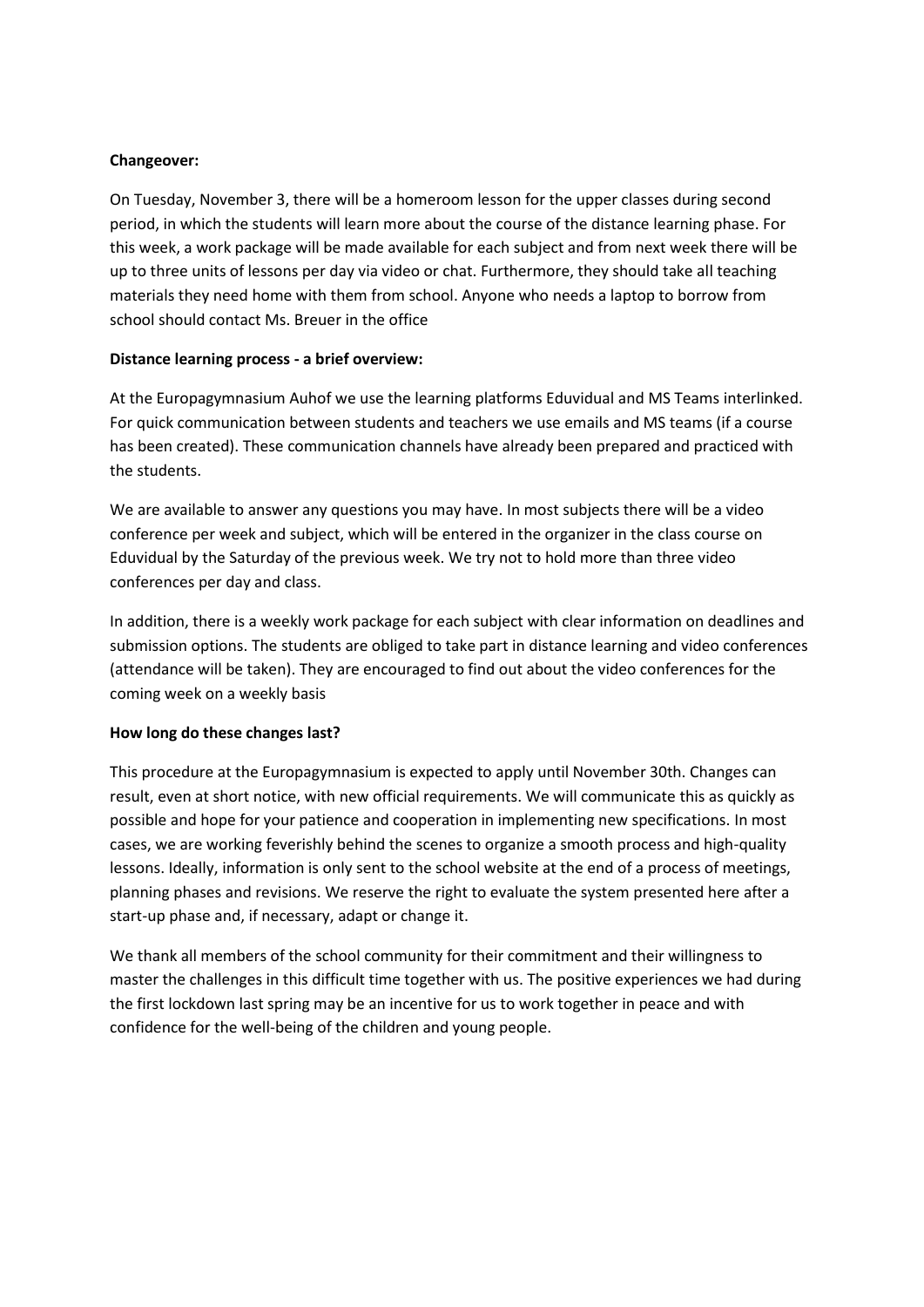**Changeover:**

On Tuesday, November 3, there will be a homeroom lesson for the upper classes during second period, in which the students will learn more about the course of the distance learning phase. For this week, a work package will be made available for each subject and from next week there will be up to three units of lessons per day via video or chat. Furthermore, they should take all teaching materials they need home with them from school. Anyone who needs a laptop to borrow from school should contact Ms. Breuer in the office

**Distance learning process - a brief overview:**

At the Europagymnasium Auhof we use the learning platforms Eduvidual and MS Teams interlinked. For quick communication between students and teachers we use emails and MS teams (if a course has been created). These communication channels have already been prepared and practiced with the students.

We are available to answer any questions you may have. In most subjects there will be a video conference per week and subject, which will be entered in the organizer in the class course on Eduvidual by the Saturday of the previous week. We try not to hold more than three video conferences per day and class.

In addition, there is a weekly work package for each subject with clear information on deadlines and submission options. The students are obliged to take part in distance learning and video conferences (attendance will be taken). They are encouraged to find out about the video conferences for the coming week on a weekly basis

**How long do these changes last?**

This procedure at the Europagymnasium is expected to apply until November 30th. Changes can result, even at short notice, with new official requirements. We will communicate this as quickly as possible and hope for your patience and cooperation in implementing new specifications. In most cases, we are working feverishly behind the scenes to organize a smooth process and high-quality lessons. Ideally, information is only sent to the school website at the end of a process of meetings, planning phases and revisions. We reserve the right to evaluate the system presented here after a start-up phase and, if necessary, adapt or change it.

We thank all members of the school community for their commitment and their willingness to master the challenges in this difficult time together with us. The positive experiences we had during the first lockdown last spring may be an incentive for us to work together in peace and with confidence for the well-being of the children and young people.